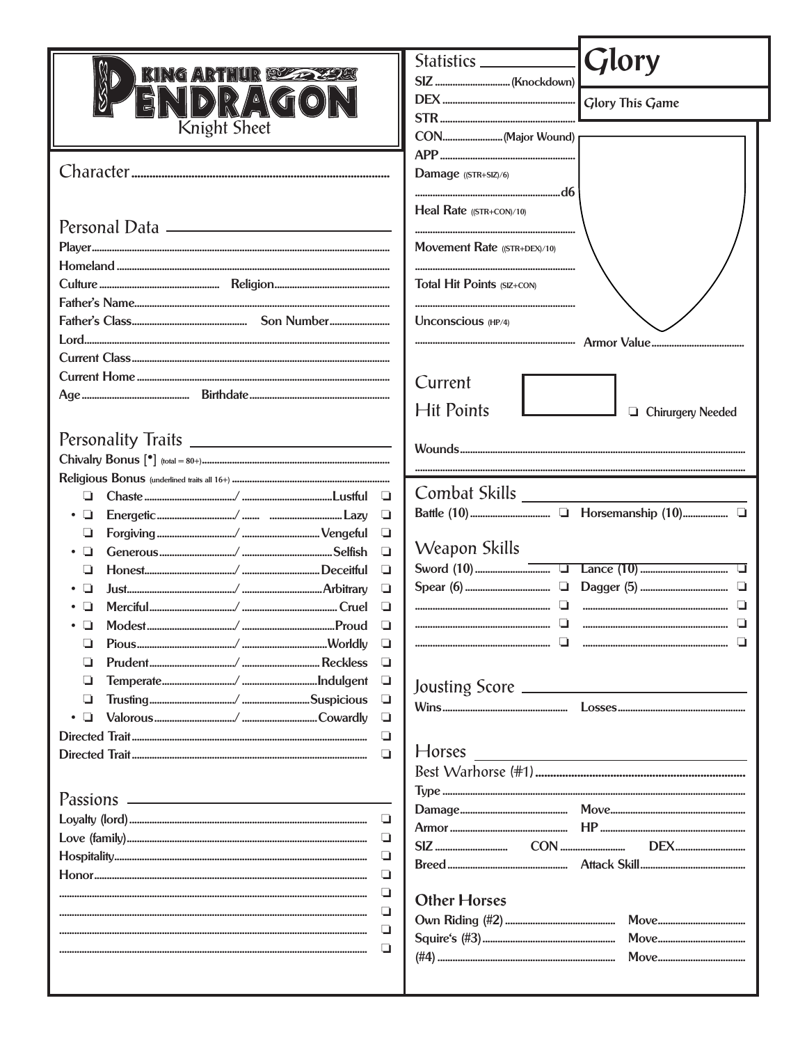# King Arthur Pendragon

Knight Sheet

## Character

## Personal Data

- **Player**
- **Homeland**
- **Culture** — **Religion**
- **Father's Name**
- **Father's Class** — **Son Number**
- **Lord**
- **Current Class**
- **Current Home**
- **Age** — **Birthdate**

## Personality Traits

**Chivalry Bonus** [•] (total = 80+)

**Religious Bonus** (underlined traits all 16+)

| | Trait | | Trait | |
|---|---|---|---|---|
| ❑ | Chaste | / | Lustful | ❑ |
| • ❑ | Energetic | / | Lazy | ❑ |
| ❑ | Forgiving | / | Vengeful | ❑ |
| • ❑ | Generous | / | Selfish | ❑ |
| ❑ | Honest | / | Deceitful | ❑ |
| • ❑ | Just | / | Arbitrary | ❑ |
| • ❑ | Merciful | / | Cruel | ❑ |
| • ❑ | Modest | / | Proud | ❑ |
| ❑ | Pious | / | Worldly | ❑ |
| ❑ | Prudent | / | Reckless | ❑ |
| ❑ | Temperate | / | Indulgent | ❑ |
| ❑ | Trusting | / | Suspicious | ❑ |
| • ❑ | Valorous | / | Cowardly | ❑ |

- **Directed Trait** ❑
- **Directed Trait** ❑

## Passions

- **Loyalty (lord)** ❑
- **Love (family)** ❑
- **Hospitality** ❑
- **Honor** ❑
- ❑
- ❑
- ❑
- ❑

## Statistics

- **SIZ** (Knockdown)
- **DEX**
- **STR**
- **CON** (Major Wound)
- **APP**
- **Damage** ((STR+SIZ)/6) d6
- **Heal Rate** ((STR+CON)/10)
- **Movement Rate** ((STR+DEX)/10)
- **Total Hit Points** (SIZ+CON)
- **Unconscious** (HP/4)

**Armor Value**

## Glory

**Glory This Game**

## Current Hit Points

❑ Chirurgery Needed

**Wounds**

## Combat Skills

- **Battle (10)** ❑
- **Horsemanship (10)** ❑

## Weapon Skills

- **Sword (10)** ❑
- **Lance (10)** ❑
- **Spear (6)** ❑
- **Dagger (5)** ❑
- ❑
- ❑
- ❑
- ❑
- ❑
- ❑

## Jousting Score

- **Wins**
- **Losses**

## Horses

**Best Warhorse (#1)**

- **Type**
- **Damage** — **Move**
- **Armor** — **HP**
- **SIZ** — **CON** — **DEX**
- **Breed** — **Attack Skill**

### Other Horses

- **Own Riding (#2)** — **Move**
- **Squire's (#3)** — **Move**
- **(#4)** — **Move**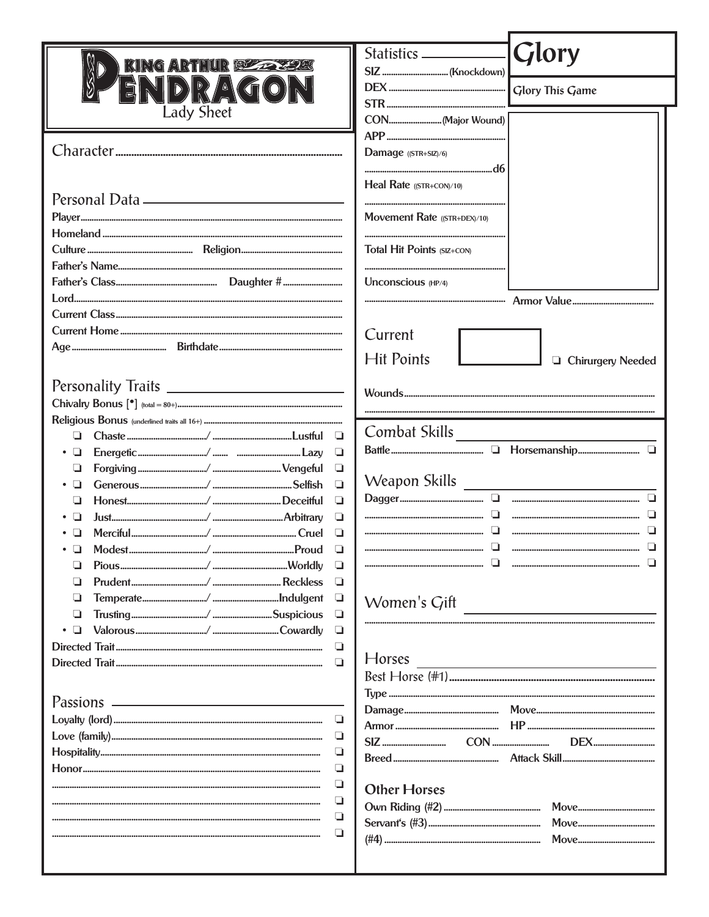# KING ARTHUR PENDRAGON

Lady Sheet

## Character

## Personal Data

Player

Homeland

Culture Religion

Father's Name

Father's Class Daughter #

Lord

Current Class

Current Home

Age Birthdate

## Personality Traits

Chivalry Bonus [•] (total = 80+)

Religious Bonus (underlined traits all 16+)

| | Trait | / | Trait | |
|---|---|---|---|---|
| ❑ | Chaste | / | Lustful | ❑ |
| • ❑ | Energetic | / | Lazy | ❑ |
| ❑ | Forgiving | / | Vengeful | ❑ |
| • ❑ | Generous | / | Selfish | ❑ |
| ❑ | Honest | / | Deceitful | ❑ |
| • ❑ | Just | / | Arbitrary | ❑ |
| • ❑ | Merciful | / | Cruel | ❑ |
| • ❑ | Modest | / | Proud | ❑ |
| ❑ | Pious | / | Worldly | ❑ |
| ❑ | Prudent | / | Reckless | ❑ |
| ❑ | Temperate | / | Indulgent | ❑ |
| ❑ | Trusting | / | Suspicious | ❑ |
| • ❑ | Valorous | / | Cowardly | ❑ |

Directed Trait ❑

Directed Trait ❑

## Passions

Loyalty (lord) ❑

Love (family) ❑

Hospitality ❑

Honor ❑

❑

❑

❑

❑

## Statistics

SIZ (Knockdown)

DEX

STR

CON (Major Wound)

APP

Damage ((STR+SIZ)/6)

d6

Heal Rate ((STR+CON)/10)

Movement Rate ((STR+DEX)/10)

Total Hit Points (SIZ+CON)

Unconscious (HP/4)

## Glory

Glory This Game

Armor Value

Current Hit Points

❑ Chirurgery Needed

Wounds

## Combat Skills

Battle ❑ Horsemanship ❑

## Weapon Skills

Dagger ❑ ❑

❑ ❑

❑ ❑

❑ ❑

❑ ❑

## Women's Gift

## Horses

Best Horse (#1)

Type

Damage Move

Armor HP

SIZ CON DEX

Breed Attack Skill

### Other Horses

Own Riding (#2) Move

Servant's (#3) Move

(#4) Move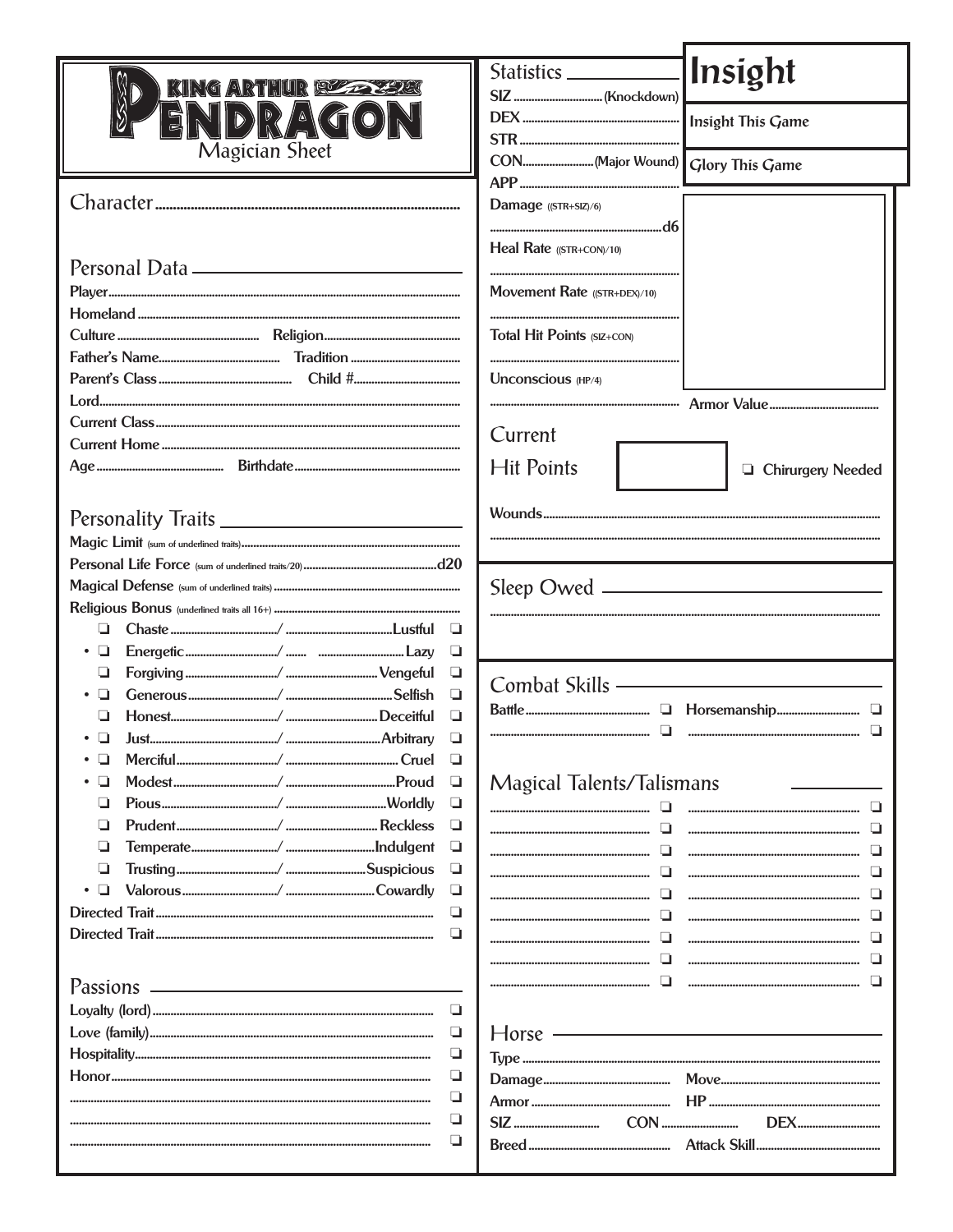# King Arthur Pendragon

Magician Sheet

## Character

## Personal Data

- Player
- Homeland
- Culture ... Religion
- Father's Name ... Tradition
- Parent's Class ... Child #
- Lord
- Current Class
- Current Home
- Age ... Birthdate

## Personality Traits

- Magic Limit (sum of underlined traits)
- Personal Life Force (sum of underlined traits/20) ... d20
- Magical Defense (sum of underlined traits)
- Religious Bonus (underlined traits all 16+)

| | Trait | / | Trait | |
|---|---|---|---|---|
| ❏ | Chaste | / | Lustful | ❏ |
| • ❏ | Energetic | / | Lazy | ❏ |
| ❏ | Forgiving | / | Vengeful | ❏ |
| • ❏ | Generous | / | Selfish | ❏ |
| ❏ | Honest | / | Deceitful | ❏ |
| • ❏ | Just | / | Arbitrary | ❏ |
| • ❏ | Merciful | / | Cruel | ❏ |
| • ❏ | Modest | / | Proud | ❏ |
| ❏ | Pious | / | Worldly | ❏ |
| ❏ | Prudent | / | Reckless | ❏ |
| ❏ | Temperate | / | Indulgent | ❏ |
| ❏ | Trusting | / | Suspicious | ❏ |
| • ❏ | Valorous | / | Cowardly | ❏ |

- Directed Trait ❏
- Directed Trait ❏

## Passions

- Loyalty (lord) ❏
- Love (family) ❏
- Hospitality ❏
- Honor ❏
- ❏
- ❏
- ❏

## Statistics

- SIZ ... (Knockdown)
- DEX
- STR
- CON ... (Major Wound)
- APP
- Damage ((STR+SIZ)/6) ... d6
- Heal Rate ((STR+CON)/10)
- Movement Rate ((STR+DEX)/10)
- Total Hit Points (SIZ+CON)
- Unconscious (HP/4)
- Armor Value

## Insight

- Insight This Game
- Glory This Game

## Current Hit Points

❏ Chirurgery Needed

Wounds

## Sleep Owed

## Combat Skills

- Battle ❏ Horsemanship ❏
- ❏ ❏

## Magical Talents/Talismans

| | | | |
|---|---|---|---|
| | ❏ | | ❏ |
| | ❏ | | ❏ |
| | ❏ | | ❏ |
| | ❏ | | ❏ |
| | ❏ | | ❏ |
| | ❏ | | ❏ |
| | ❏ | | ❏ |
| | ❏ | | ❏ |
| | ❏ | | ❏ |

## Horse

- Type
- Damage ... Move
- Armor ... HP
- SIZ ... CON ... DEX
- Breed ... Attack Skill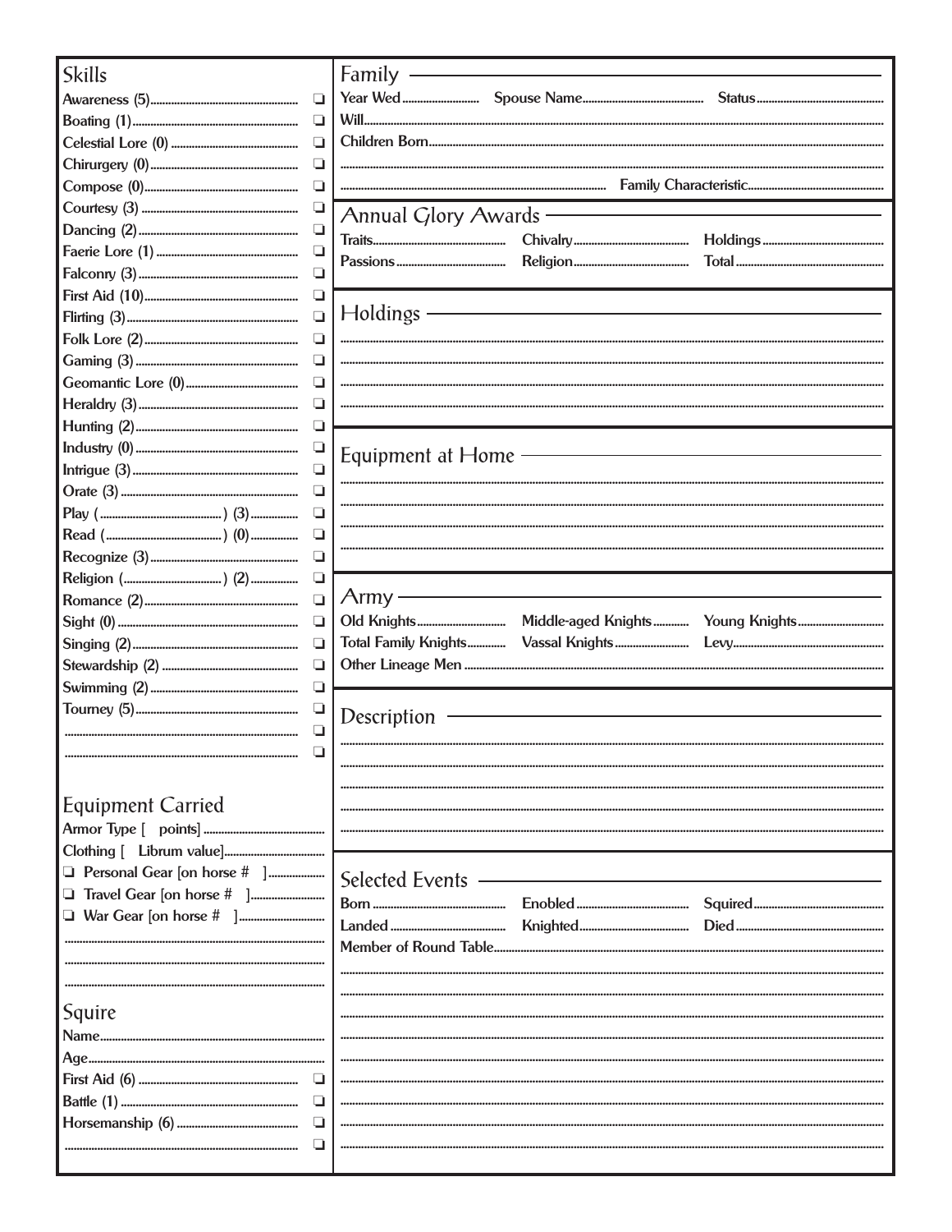## Skills

- Awareness (5) ❏
- Boating (1) ❏
- Celestial Lore (0) ❏
- Chirurgery (0) ❏
- Compose (0) ❏
- Courtesy (3) ❏
- Dancing (2) ❏
- Faerie Lore (1) ❏
- Falconry (3) ❏
- First Aid (10) ❏
- Flirting (3) ❏
- Folk Lore (2) ❏
- Gaming (3) ❏
- Geomantic Lore (0) ❏
- Heraldry (3) ❏
- Hunting (2) ❏
- Industry (0) ❏
- Intrigue (3) ❏
- Orate (3) ❏
- Play (............) (3) ❏
- Read (............) (0) ❏
- Recognize (3) ❏
- Religion (............) (2) ❏
- Romance (2) ❏
- Sight (0) ❏
- Singing (2) ❏
- Stewardship (2) ❏
- Swimming (2) ❏
- Tourney (5) ❏
- ............ ❏
- ............ ❏

## Equipment Carried

Armor Type [ points]

Clothing [ Librum value]

- ❏ Personal Gear [on horse # ]
- ❏ Travel Gear [on horse # ]
- ❏ War Gear [on horse # ]

## Squire

Name

Age

- First Aid (6) ❏
- Battle (1) ❏
- Horsemanship (6) ❏
- ............ ❏

## Family

Year Wed ............ Spouse Name ............ Status ............

Will

Children Born

Family Characteristic

## Annual Glory Awards

Traits ............ Chivalry ............ Holdings ............

Passions ............ Religion ............ Total ............

## Holdings

## Equipment at Home

## Army

Old Knights ............ Middle-aged Knights ............ Young Knights ............

Total Family Knights ............ Vassal Knights ............ Levy ............

Other Lineage Men

## Description

## Selected Events

Born ............ Enobled ............ Squired ............

Landed ............ Knighted ............ Died ............

Member of Round Table